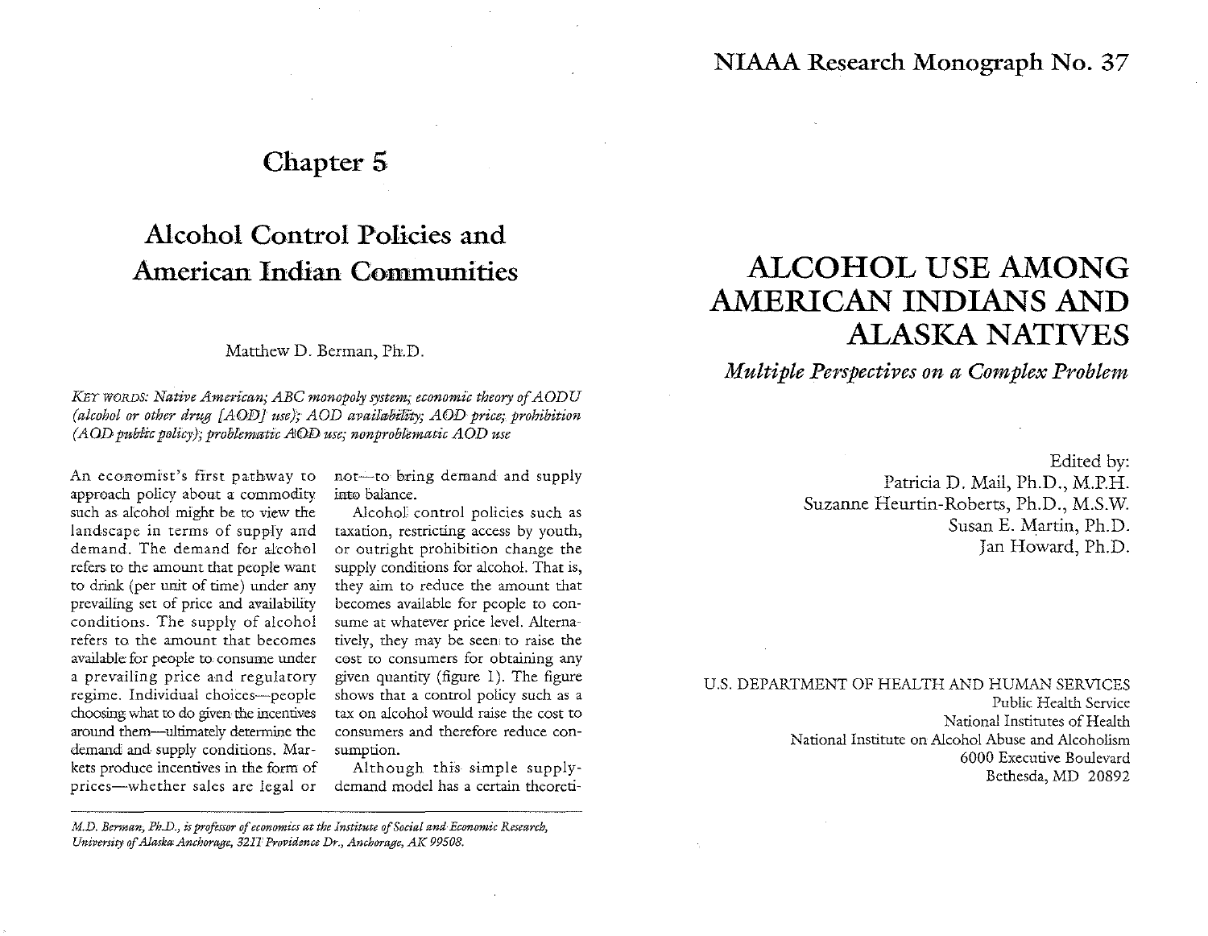# Chapter 5

# Alcohol Control Policies and American Indian Communities

Matthew D. Berman, Ph.D.

*KEY WORDS: Native American; ABC monopoly system; economic theory of AODU (alcohol or other drug [AOD] use); AOD availability; AOD price; prohibition (AOD public policy); problematic AOD use; nonproblematic AOD use*

An economist's first pathway to approach policy about a commodity such as alcohol might be to view the landscape in terms of supply and demand. The demand for alcohol refers to the amount that people want to drink (per unit of time) under any prevailing set of price and availability conditions. The supply of alcohol refers to the amount that becomes available for people to consume under a prevailing price and regulatory regime. Individual choices—people choosing what to do given the incentives around them—ultimately determine the demand and supply conditions. Markets produce incentives in the form of prices—whether sales are legal or not—to bring demand and supply into balance.

Alcohol control policies such as taxation, restricting access by youth, or outright prohibition change the supply conditions for alcohol. That is, they aim to reduce the amount that becomes available for people to consume at whatever price level. Alternatively, they may be seen to raise the cost to consumers for obtaining any given quantity (figure 1). The figure shows that a control policy such as a tax on alcohol would raise the cost to consumers and therefore reduce consumption.

Although this simple supply-demand model has a certain theoreti-

*M.D. Berman, Ph.D., is professor of economics at the Institute of Social and Economic Research, University of Alaska Anchorage, 3211 Providence Dr., Anchorage, AK 99508.*

NIAAA Research Monograph No. 37

# ALCOHOL USE AMONG AMERICAN INDIANS AND ALASKA NATIVES

## *Multiple Perspectives on a Complex Problem*

Edited by:
Patricia D. Mail, Ph.D., M.P.H.
Suzanne Heurtin-Roberts, Ph.D., M.S.W.
Susan E. Martin, Ph.D.
Jan Howard, Ph.D.

U.S. DEPARTMENT OF HEALTH AND HUMAN SERVICES
Public Health Service
National Institutes of Health
National Institute on Alcohol Abuse and Alcoholism
6000 Executive Boulevard
Bethesda, MD 20892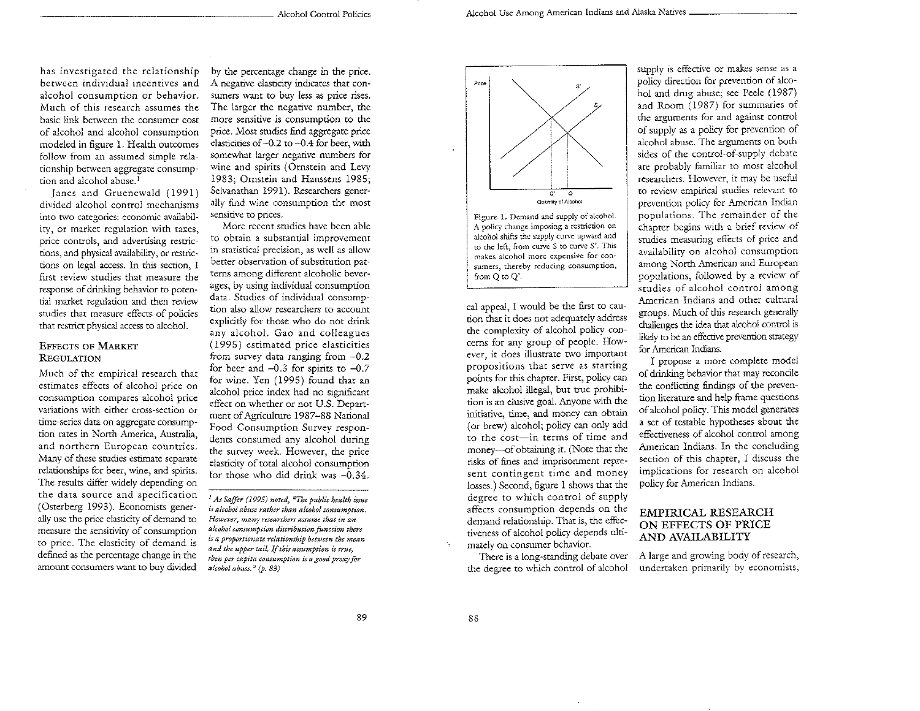Figure 1. Demand and supply of alcohol. A policy change imposing a restriction on alcohol shifts the supply curve upward and to the left, from curve S to curve S'. This makes alcohol more expensive for consumers, thereby reducing consumption, from Q to Q'.

cal appeal, I would be the first to caution that it does not adequately address the complexity of alcohol policy concerns for any group of people. However, it does illustrate two important propositions that serve as starting points for this chapter. First, policy can make alcohol illegal, but true prohibition is an elusive goal. Anyone with the initiative, time, and money can obtain (or brew) alcohol; policy can only add to the cost—in terms of time and money—of obtaining it. (Note that the risks of fines and imprisonment represent contingent time and money losses.) Second, figure 1 shows that the degree to which control of supply affects consumption depends on the demand relationship. That is, the effectiveness of alcohol policy depends ultimately on consumer behavior.

There is a long-standing debate over the degree to which control of alcohol supply is effective or makes sense as a policy direction for prevention of alcohol and drug abuse; see Peele (1987) and Room (1987) for summaries of the arguments for and against control of supply as a policy for prevention of alcohol abuse. The arguments on both sides of the control-of-supply debate are probably familiar to most alcohol researchers. However, it may be useful to review empirical studies relevant to prevention policy for American Indian populations. The remainder of the chapter begins with a brief review of studies measuring effects of price and availability on alcohol consumption among North American and European populations, followed by a review of studies of alcohol control among American Indians and other cultural groups. Much of this research generally challenges the idea that alcohol control is likely to be an effective prevention strategy for American Indians.

I propose a more complete model of drinking behavior that may reconcile the conflicting findings of the prevention literature and help frame questions of alcohol policy. This model generates a set of testable hypotheses about the effectiveness of alcohol control among American Indians. In the concluding section of this chapter, I discuss the implications for research on alcohol policy for American Indians.

## EMPIRICAL RESEARCH ON EFFECTS OF PRICE AND AVAILABILITY

A large and growing body of research, undertaken primarily by economists, has investigated the relationship between individual incentives and alcohol consumption or behavior. Much of this research assumes the basic link between the consumer cost of alcohol and alcohol consumption modeled in figure 1. Health outcomes follow from an assumed simple relationship between aggregate consumption and alcohol abuse.[1]

Janes and Gruenewald (1991) divided alcohol control mechanisms into two categories: economic availability, or market regulation with taxes, price controls, and advertising restrictions, and physical availability, or restrictions on legal access. In this section, I first review studies that measure the response of drinking behavior to potential market regulation and then review studies that measure effects of policies that restrict physical access to alcohol.

### EFFECTS OF MARKET REGULATION

Much of the empirical research that estimates effects of alcohol price on consumption compares alcohol price variations with either cross-section or time-series data on aggregate consumption rates in North America, Australia, and northern European countries. Many of these studies estimate separate relationships for beer, wine, and spirits. The results differ widely depending on the data source and specification (Osterberg 1993). Economists generally use the price elasticity of demand to measure the sensitivity of consumption to price. The elasticity of demand is defined as the percentage change in the amount consumers want to buy divided by the percentage change in the price. A negative elasticity indicates that consumers want to buy less as price rises. The larger the negative number, the more sensitive is consumption to the price. Most studies find aggregate price elasticities of –0.2 to –0.4 for beer, with somewhat larger negative numbers for wine and spirits (Ornstein and Levy 1983; Ornstein and Hanssens 1985; Selvanathan 1991). Researchers generally find wine consumption the most sensitive to prices.

More recent studies have been able to obtain a substantial improvement in statistical precision, as well as allow better observation of substitution patterns among different alcoholic beverages, by using individual consumption data. Studies of individual consumption also allow researchers to account explicitly for those who do not drink any alcohol. Gao and colleagues (1995) estimated price elasticities from survey data ranging from –0.2 for beer and –0.3 for spirits to –0.7 for wine. Yen (1995) found that an alcohol price index had no significant effect on whether or not U.S. Department of Agriculture 1987–88 National Food Consumption Survey respondents consumed any alcohol during the survey week. However, the price elasticity of total alcohol consumption for those who did drink was –0.34.

[1] *As Saffer (1995) noted, "The public health issue is alcohol abuse rather than alcohol consumption. However, many researchers assume that in an alcohol consumption distribution function there is a proportionate relationship between the mean and the upper tail. If this assumption is true, then per capita consumption is a good proxy for alcohol abuse." (p. 83)*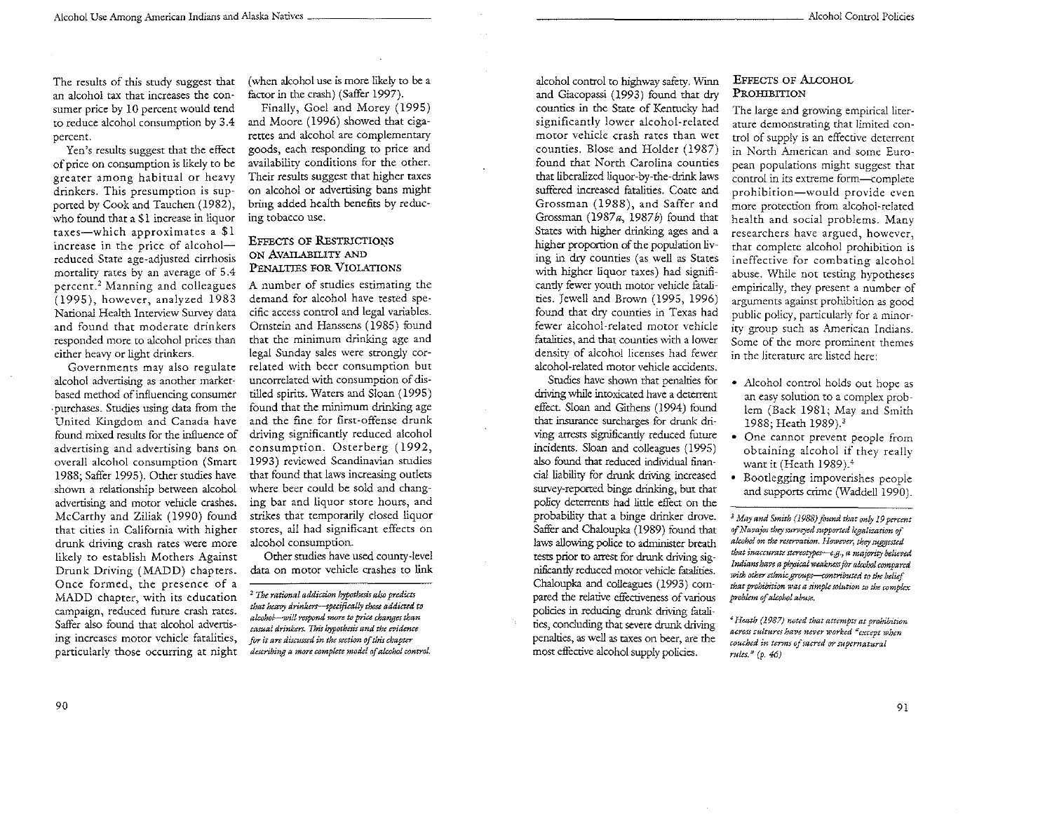The results of this study suggest that an alcohol tax that increases the consumer price by 10 percent would tend to reduce alcohol consumption by 3.4 percent.

Yen's results suggest that the effect of price on consumption is likely to be greater among habitual or heavy drinkers. This presumption is supported by Cook and Tauchen (1982), who found that a $1 increase in liquor taxes—which approximates a $1 increase in the price of alcohol—reduced State age-adjusted cirrhosis mortality rates by an average of 5.4 percent.[2] Manning and colleagues (1995), however, analyzed 1983 National Health Interview Survey data and found that moderate drinkers responded more to alcohol prices than either heavy or light drinkers.

Governments may also regulate alcohol advertising as another market-based method of influencing consumer purchases. Studies using data from the United Kingdom and Canada have found mixed results for the influence of advertising and advertising bans on overall alcohol consumption (Smart 1988; Saffer 1995). Other studies have shown a relationship between alcohol advertising and motor vehicle crashes. McCarthy and Ziliak (1990) found that cities in California with higher drunk driving crash rates were more likely to establish Mothers Against Drunk Driving (MADD) chapters. Once formed, the presence of a MADD chapter, with its education campaign, reduced future crash rates. Saffer also found that alcohol advertising increases motor vehicle fatalities, particularly those occurring at night (when alcohol use is more likely to be a factor in the crash) (Saffer 1997).

Finally, Goel and Morey (1995) and Moore (1996) showed that cigarettes and alcohol are complementary goods, each responding to price and availability conditions for the other. Their results suggest that higher taxes on alcohol or advertising bans might bring added health benefits by reducing tobacco use.

### Effects of Restrictions on Availability and Penalties for Violations

A number of studies estimating the demand for alcohol have tested specific access control and legal variables. Ornstein and Hanssens (1985) found that the minimum drinking age and legal Sunday sales were strongly correlated with beer consumption but uncorrelated with consumption of distilled spirits. Waters and Sloan (1995) found that the minimum drinking age and the fine for first-offense drunk driving significantly reduced alcohol consumption. Osterberg (1992, 1993) reviewed Scandinavian studies that found that laws increasing outlets where beer could be sold and changing bar and liquor store hours, and strikes that temporarily closed liquor stores, all had significant effects on alcohol consumption.

Other studies have used county-level data on motor vehicle crashes to link alcohol control to highway safety. Winn and Giacopassi (1993) found that dry counties in the State of Kentucky had significantly lower alcohol-related motor vehicle crash rates than wet counties. Blose and Holder (1987) found that North Carolina counties that liberalized liquor-by-the-drink laws suffered increased fatalities. Coate and Grossman (1988), and Saffer and Grossman (1987*a*, 1987*b*) found that States with higher drinking ages and a higher proportion of the population living in dry counties (as well as States with higher liquor taxes) had significantly fewer youth motor vehicle fatalities. Jewell and Brown (1995, 1996) found that dry counties in Texas had fewer alcohol-related motor vehicle fatalities, and that counties with a lower density of alcohol licenses had fewer alcohol-related motor vehicle accidents.

Studies have shown that penalties for driving while intoxicated have a deterrent effect. Sloan and Githens (1994) found that insurance surcharges for drunk driving arrests significantly reduced future incidents. Sloan and colleagues (1995) also found that reduced individual financial liability for drunk driving increased survey-reported binge drinking, but that policy deterrents had little effect on the probability that a binge drinker drove. Saffer and Chaloupka (1989) found that laws allowing police to administer breath tests prior to arrest for drunk driving significantly reduced motor vehicle fatalities. Chaloupka and colleagues (1993) compared the relative effectiveness of various policies in reducing drunk driving fatalities, concluding that severe drunk driving penalties, as well as taxes on beer, are the most effective alcohol supply policies.

### Effects of Alcohol Prohibition

The large and growing empirical literature demonstrating that limited control of supply is an effective deterrent in North American and some European populations might suggest that control in its extreme form—complete prohibition—would provide even more protection from alcohol-related health and social problems. Many researchers have argued, however, that complete alcohol prohibition is ineffective for combating alcohol abuse. While not testing hypotheses empirically, they present a number of arguments against prohibition as good public policy, particularly for a minority group such as American Indians. Some of the more prominent themes in the literature are listed here:

- Alcohol control holds out hope as an easy solution to a complex problem (Back 1981; May and Smith 1988; Heath 1989).[3]
- One cannot prevent people from obtaining alcohol if they really want it (Heath 1989).[4]
- Bootlegging impoverishes people and supports crime (Waddell 1990).

---

[2] *The rational addiction hypothesis also predicts that heavy drinkers—specifically those addicted to alcohol—will respond more to price changes than casual drinkers. This hypothesis and the evidence for it are discussed in the section of this chapter describing a more complete model of alcohol control.*

[3] *May and Smith (1988) found that only 19 percent of Navajos they surveyed supported legalization of alcohol on the reservation. However, they suggested that inaccurate stereotypes—e.g., a majority believed Indians have a physical weakness for alcohol compared with other ethnic groups—contributed to the belief that prohibition was a simple solution to the complex problem of alcohol abuse.*

[4] *Heath (1987) noted that attempts at prohibition across cultures have never worked "except when couched in terms of sacred or supernatural rules." (p. 46)*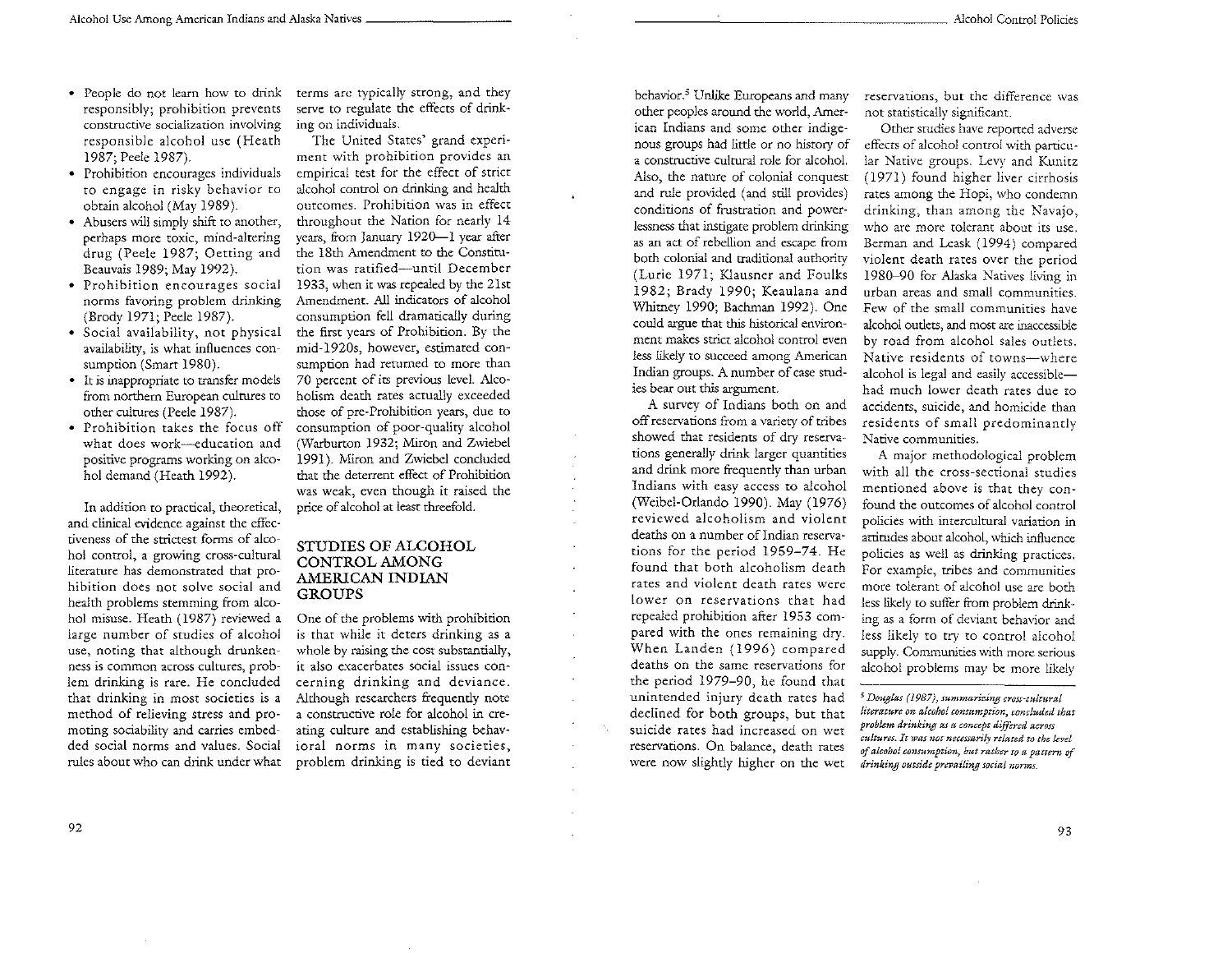- People do not learn how to drink responsibly; prohibition prevents constructive socialization involving responsible alcohol use (Heath 1987; Peele 1987).
- Prohibition encourages individuals to engage in risky behavior to obtain alcohol (May 1989).
- Abusers will simply shift to another, perhaps more toxic, mind-altering drug (Peele 1987; Oetting and Beauvais 1989; May 1992).
- Prohibition encourages social norms favoring problem drinking (Brody 1971; Peele 1987).
- Social availability, not physical availability, is what influences consumption (Smart 1980).
- It is inappropriate to transfer models from northern European cultures to other cultures (Peele 1987).
- Prohibition takes the focus off what does work—education and positive programs working on alcohol demand (Heath 1992).

In addition to practical, theoretical, and clinical evidence against the effectiveness of the strictest forms of alcohol control, a growing cross-cultural literature has demonstrated that prohibition does not solve social and health problems stemming from alcohol misuse. Heath (1987) reviewed a large number of studies of alcohol use, noting that although drunkenness is common across cultures, problem drinking is rare. He concluded that drinking in most societies is a method of relieving stress and promoting sociability and carries embedded social norms and values. Social rules about who can drink under what terms are typically strong, and they serve to regulate the effects of drinking on individuals.

The United States' grand experiment with prohibition provides an empirical test for the effect of strict alcohol control on drinking and health outcomes. Prohibition was in effect throughout the Nation for nearly 14 years, from January 1920—1 year after the 18th Amendment to the Constitution was ratified—until December 1933, when it was repealed by the 21st Amendment. All indicators of alcohol consumption fell dramatically during the first years of Prohibition. By the mid-1920s, however, estimated consumption had returned to more than 70 percent of its previous level. Alcoholism death rates actually exceeded those of pre-Prohibition years, due to consumption of poor-quality alcohol (Warburton 1932; Miron and Zwiebel 1991). Miron and Zwiebel concluded that the deterrent effect of Prohibition was weak, even though it raised the price of alcohol at least threefold.

## STUDIES OF ALCOHOL CONTROL AMONG AMERICAN INDIAN GROUPS

One of the problems with prohibition is that while it deters drinking as a whole by raising the cost substantially, it also exacerbates social issues concerning drinking and deviance. Although researchers frequently note a constructive role for alcohol in creating culture and establishing behavioral norms in many societies, problem drinking is tied to deviant behavior.[5] Unlike Europeans and many other peoples around the world, American Indians and some other indigenous groups had little or no history of a constructive cultural role for alcohol. Also, the nature of colonial conquest and rule provided (and still provides) conditions of frustration and powerlessness that instigate problem drinking as an act of rebellion and escape from both colonial and traditional authority (Lurie 1971; Klausner and Foulks 1982; Brady 1990; Keaulana and Whitney 1990; Bachman 1992). One could argue that this historical environment makes strict alcohol control even less likely to succeed among American Indian groups. A number of case studies bear out this argument.

A survey of Indians both on and off reservations from a variety of tribes showed that residents of dry reservations generally drink larger quantities and drink more frequently than urban Indians with easy access to alcohol (Weibel-Orlando 1990). May (1976) reviewed alcoholism and violent deaths on a number of Indian reservations for the period 1959–74. He found that both alcoholism death rates and violent death rates were lower on reservations that had repealed prohibition after 1953 compared with the ones remaining dry. When Landen (1996) compared deaths on the same reservations for the period 1979–90, he found that unintended injury death rates had declined for both groups, but that suicide rates had increased on wet reservations. On balance, death rates were now slightly higher on the wet reservations, but the difference was not statistically significant.

Other studies have reported adverse effects of alcohol control with particular Native groups. Levy and Kunitz (1971) found higher liver cirrhosis rates among the Hopi, who condemn drinking, than among the Navajo, who are more tolerant about its use. Berman and Leask (1994) compared violent death rates over the period 1980–90 for Alaska Natives living in urban areas and small communities. Few of the small communities have alcohol outlets, and most are inaccessible by road from alcohol sales outlets. Native residents of towns—where alcohol is legal and easily accessible—had much lower death rates due to accidents, suicide, and homicide than residents of small predominantly Native communities.

A major methodological problem with all the cross-sectional studies mentioned above is that they confound the outcomes of alcohol control policies with intercultural variation in attitudes about alcohol, which influence policies as well as drinking practices. For example, tribes and communities more tolerant of alcohol use are both less likely to suffer from problem drinking as a form of deviant behavior and less likely to try to control alcohol supply. Communities with more serious alcohol problems may be more likely

---

*[5] Douglas (1987), summarizing cross-cultural literature on alcohol consumption, concluded that problem drinking as a concept differed across cultures. It was not necessarily related to the level of alcohol consumption, but rather to a pattern of drinking outside prevailing social norms.*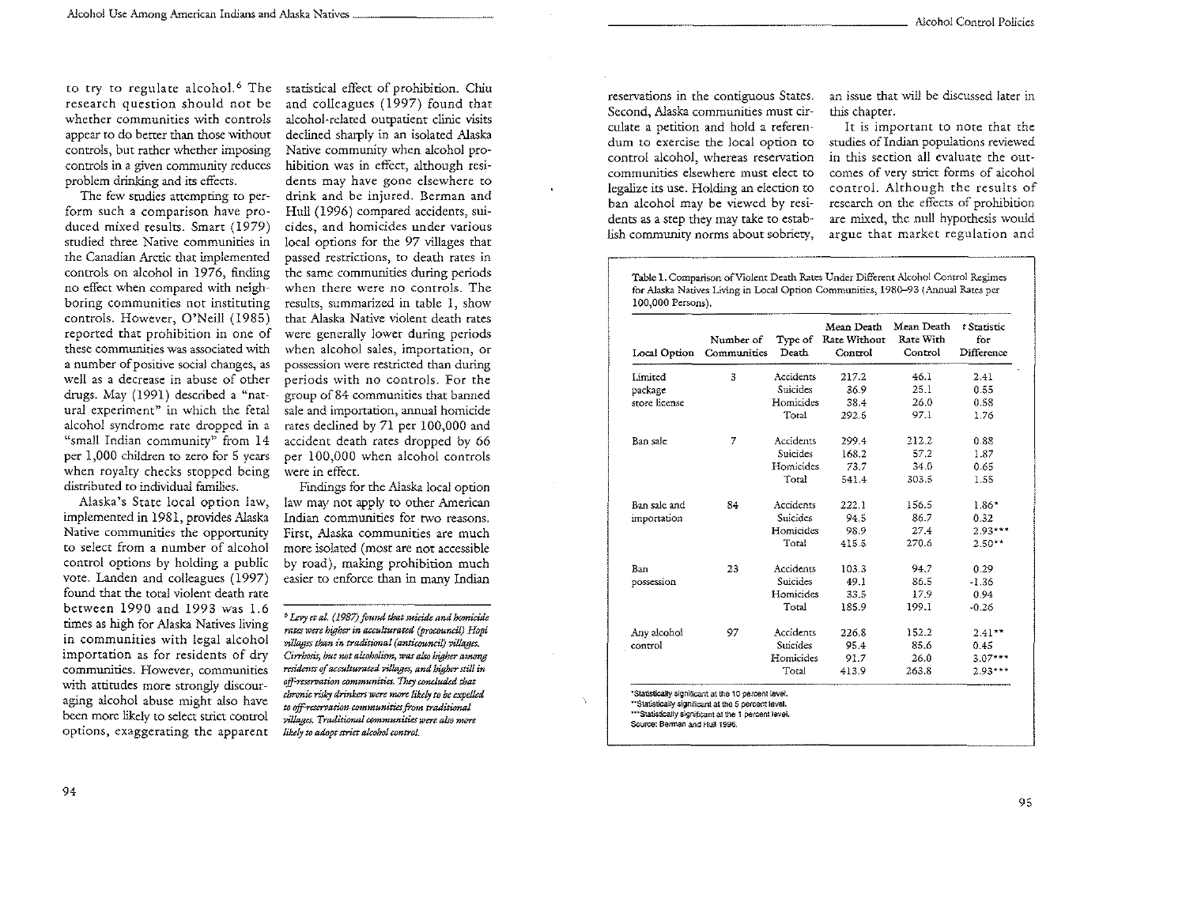to try to regulate alcohol.[6] The research question should not be whether communities with controls appear to do better than those without controls, but rather whether imposing controls in a given community reduces problem drinking and its effects.

The few studies attempting to perform such a comparison have produced mixed results. Smart (1979) studied three Native communities in the Canadian Arctic that implemented controls on alcohol in 1976, finding no effect when compared with neighboring communities not instituting controls. However, O'Neill (1985) reported that prohibition in one of these communities was associated with a number of positive social changes, as well as a decrease in abuse of other drugs. May (1991) described a "natural experiment" in which the fetal alcohol syndrome rate dropped in a "small Indian community" from 14 per 1,000 children to zero for 5 years when royalty checks stopped being distributed to individual families.

Alaska's State local option law, implemented in 1981, provides Alaska Native communities the opportunity to select from a number of alcohol control options by holding a public vote. Landen and colleagues (1997) found that the total violent death rate between 1990 and 1993 was 1.6 times as high for Alaska Natives living in communities with legal alcohol importation as for residents of dry communities. However, communities with attitudes more strongly discouraging alcohol abuse might also have been more likely to select strict control options, exaggerating the apparent statistical effect of prohibition. Chiu and colleagues (1997) found that alcohol-related outpatient clinic visits declined sharply in an isolated Alaska Native community when alcohol prohibition was in effect, although residents may have gone elsewhere to drink and be injured. Berman and Hull (1996) compared accidents, suicides, and homicides under various local options for the 97 villages that passed restrictions, to death rates in the same communities during periods when there were no controls. The results, summarized in table 1, show that Alaska Native violent death rates were generally lower during periods when alcohol sales, importation, or possession were restricted than during periods with no controls. For the group of 84 communities that banned sale and importation, annual homicide rates declined by 71 per 100,000 and accident death rates dropped by 66 per 100,000 when alcohol controls were in effect.

Findings for the Alaska local option law may not apply to other American Indian communities for two reasons. First, Alaska communities are much more isolated (most are not accessible by road), making prohibition much easier to enforce than in many Indian reservations in the contiguous States. Second, Alaska communities must circulate a petition and hold a referendum to exercise the local option to control alcohol, whereas reservation communities elsewhere must elect to legalize its use. Holding an election to ban alcohol may be viewed by residents as a step they may take to establish community norms about sobriety, an issue that will be discussed later in this chapter.

It is important to note that the studies of Indian populations reviewed in this section all evaluate the outcomes of very strict forms of alcohol control. Although the results of research on the effects of prohibition are mixed, the null hypothesis would argue that market regulation and

[6] *Levy et al. (1987) found that suicide and homicide rates were higher in acculturated (procouncil) Hopi villages than in traditional (anticouncil) villages. Cirrhosis, but not alcoholism, was also higher among residents of acculturated villages, and higher still in off-reservation communities. They concluded that chronic risky drinkers were more likely to be expelled to off-reservation communities from traditional villages. Traditional communities were also more likely to adopt strict alcohol control.*

Table 1. Comparison of Violent Death Rates Under Different Alcohol Control Regimes for Alaska Natives Living in Local Option Communities, 1980–93 (Annual Rates per 100,000 Persons).

| Local Option | Number of Communities | Type of Death | Mean Death Rate Without Control | Mean Death Rate With Control | t Statistic for Difference |
|---|---|---|---|---|---|
| Limited package store license | 3 | Accidents | 217.2 | 46.1 | 2.41 |
| | | Suicides | 36.9 | 25.1 | 0.55 |
| | | Homicides | 38.4 | 26.0 | 0.58 |
| | | Total | 292.5 | 97.1 | 1.76 |
| Ban sale | 7 | Accidents | 299.4 | 212.2 | 0.88 |
| | | Suicides | 168.2 | 57.2 | 1.87 |
| | | Homicides | 73.7 | 34.0 | 0.65 |
| | | Total | 541.4 | 303.5 | 1.55 |
| Ban sale and importation | 84 | Accidents | 222.1 | 156.5 | 1.86* |
| | | Suicides | 94.5 | 86.7 | 0.32 |
| | | Homicides | 98.9 | 27.4 | 2.93*** |
| | | Total | 415.5 | 270.6 | 2.50** |
| Ban possession | 23 | Accidents | 103.3 | 94.7 | 0.29 |
| | | Suicides | 49.1 | 86.5 | -1.36 |
| | | Homicides | 33.5 | 17.9 | 0.94 |
| | | Total | 185.9 | 199.1 | -0.26 |
| Any alcohol control | 97 | Accidents | 226.8 | 152.2 | 2.41** |
| | | Suicides | 95.4 | 85.6 | 0.45 |
| | | Homicides | 91.7 | 26.0 | 3.07*** |
| | | Total | 413.9 | 263.8 | 2.93*** |

*Statistically significant at the 10 percent level.
**Statistically significant at the 5 percent level.
***Statistically significant at the 1 percent level.
Source: Berman and Hull 1996.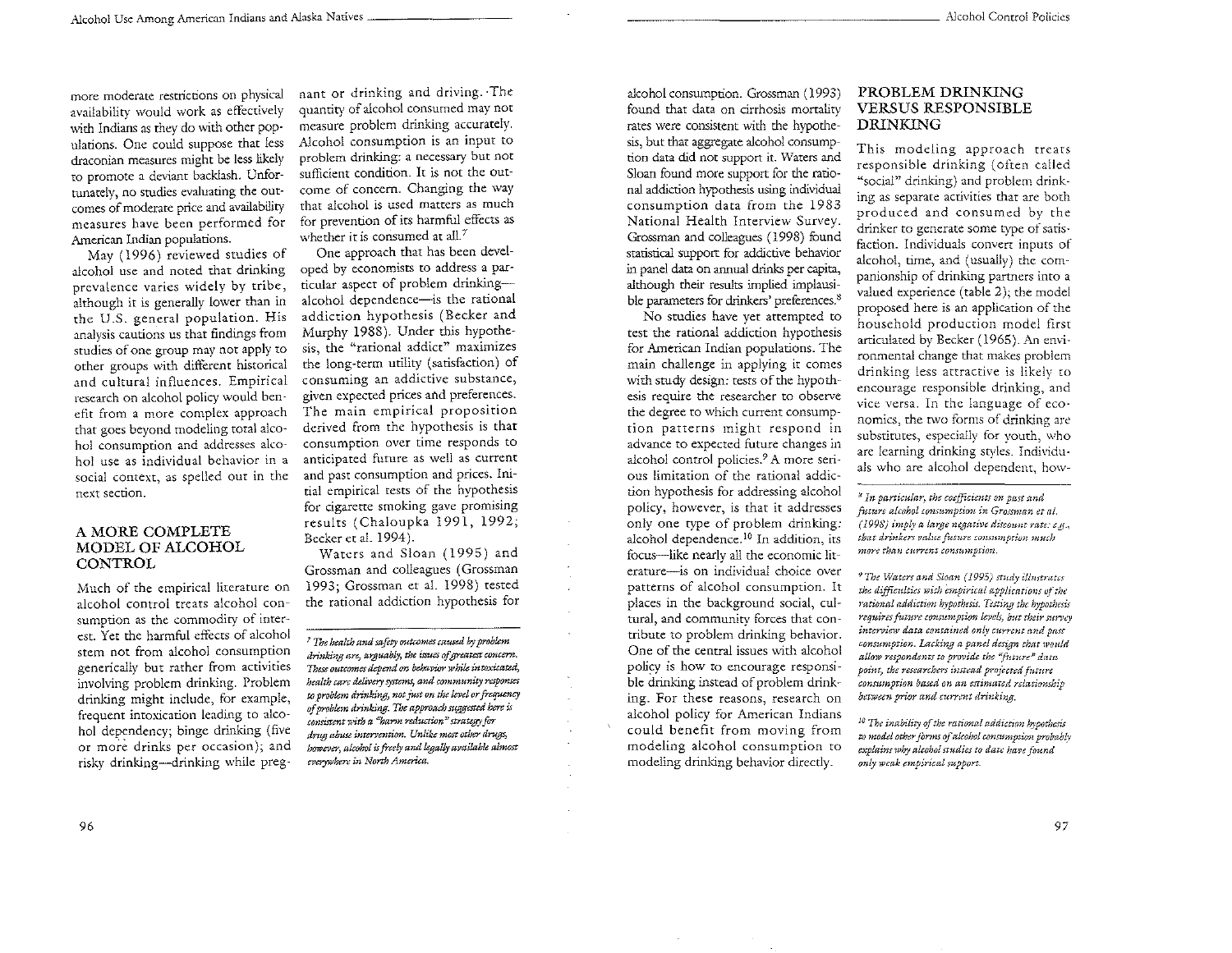more moderate restrictions on physical availability would work as effectively with Indians as they do with other populations. One could suppose that less draconian measures might be less likely to promote a deviant backlash. Unfortunately, no studies evaluating the outcomes of moderate price and availability measures have been performed for American Indian populations.

May (1996) reviewed studies of alcohol use and noted that drinking prevalence varies widely by tribe, although it is generally lower than in the U.S. general population. His analysis cautions us that findings from studies of one group may not apply to other groups with different historical and cultural influences. Empirical research on alcohol policy would benefit from a more complex approach that goes beyond modeling total alcohol consumption and addresses alcohol use as individual behavior in a social context, as spelled out in the next section.

## A MORE COMPLETE MODEL OF ALCOHOL CONTROL

Much of the empirical literature on alcohol control treats alcohol consumption as the commodity of interest. Yet the harmful effects of alcohol stem not from alcohol consumption generically but rather from activities involving problem drinking. Problem drinking might include, for example, frequent intoxication leading to alcohol dependency; binge drinking (five or more drinks per occasion); and risky drinking—drinking while pregnant or drinking and driving. The quantity of alcohol consumed may not measure problem drinking accurately. Alcohol consumption is an input to problem drinking: a necessary but not sufficient condition. It is not the outcome of concern. Changing the way that alcohol is used matters as much for prevention of its harmful effects as whether it is consumed at all.[7]

One approach that has been developed by economists to address a particular aspect of problem drinking—alcohol dependence—is the rational addiction hypothesis (Becker and Murphy 1988). Under this hypothesis, the "rational addict" maximizes the long-term utility (satisfaction) of consuming an addictive substance, given expected prices and preferences. The main empirical proposition derived from the hypothesis is that consumption over time responds to anticipated future as well as current and past consumption and prices. Initial empirical tests of the hypothesis for cigarette smoking gave promising results (Chaloupka 1991, 1992; Becker et al. 1994).

Waters and Sloan (1995) and Grossman and colleagues (Grossman 1993; Grossman et al. 1998) tested the rational addiction hypothesis for alcohol consumption. Grossman (1993) found that data on cirrhosis mortality rates were consistent with the hypothesis, but that aggregate alcohol consumption data did not support it. Waters and Sloan found more support for the rational addiction hypothesis using individual consumption data from the 1983 National Health Interview Survey. Grossman and colleagues (1998) found statistical support for addictive behavior in panel data on annual drinks per capita, although their results implied implausible parameters for drinkers' preferences.[8]

No studies have yet attempted to test the rational addiction hypothesis for American Indian populations. The main challenge in applying it comes with study design: tests of the hypothesis require the researcher to observe the degree to which current consumption patterns might respond in advance to expected future changes in alcohol control policies.[9] A more serious limitation of the rational addiction hypothesis for addressing alcohol policy, however, is that it addresses only one type of problem drinking: alcohol dependence.[10] In addition, its focus—like nearly all the economic literature—is on individual choice over patterns of alcohol consumption. It places in the background social, cultural, and community forces that contribute to problem drinking behavior. One of the central issues with alcohol policy is how to encourage responsible drinking instead of problem drinking. For these reasons, research on alcohol policy for American Indians could benefit from moving from modeling alcohol consumption to modeling drinking behavior directly.

## PROBLEM DRINKING VERSUS RESPONSIBLE DRINKING

This modeling approach treats responsible drinking (often called "social" drinking) and problem drinking as separate activities that are both produced and consumed by the drinker to generate some type of satisfaction. Individuals convert inputs of alcohol, time, and (usually) the companionship of drinking partners into a valued experience (table 2); the model proposed here is an application of the household production model first articulated by Becker (1965). An environmental change that makes problem drinking less attractive is likely to encourage responsible drinking, and vice versa. In the language of economics, the two forms of drinking are substitutes, especially for youth, who are learning drinking styles. Individuals who are alcohol dependent, how-

---

*[7] The health and safety outcomes caused by problem drinking are, arguably, the issues of greatest concern. These outcomes depend on behavior while intoxicated, health care delivery systems, and community responses to problem drinking, not just on the level or frequency of problem drinking. The approach suggested here is consistent with a "harm reduction" strategy for drug abuse intervention. Unlike most other drugs, however, alcohol is freely and legally available almost everywhere in North America.*

*[8] In particular, the coefficients on past and future alcohol consumption in Grossman et al. (1998) imply a large negative discount rate: e.g., that drinkers value future consumption much more than current consumption.*

*[9] The Waters and Sloan (1995) study illustrates the difficulties with empirical applications of the rational addiction hypothesis. Testing the hypothesis requires future consumption levels, but their survey interview data contained only current and past consumption. Lacking a panel design that would allow respondents to provide the "future" data point, the researchers instead projected future consumption based on an estimated relationship between prior and current drinking.*

*[10] The inability of the rational addiction hypothesis to model other forms of alcohol consumption probably explains why alcohol studies to date have found only weak empirical support.*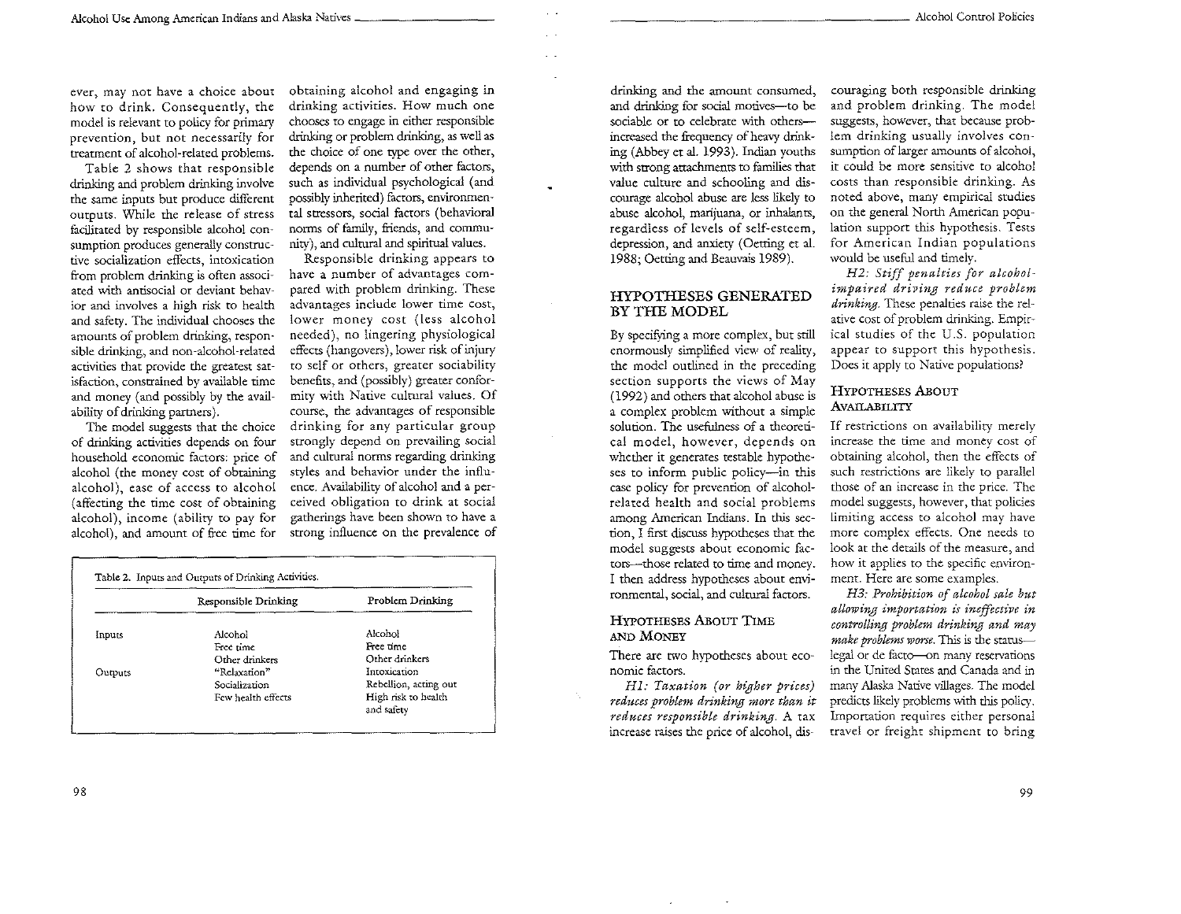ever, may not have a choice about how to drink. Consequently, the model is relevant to policy for primary prevention, but not necessarily for treatment of alcohol-related problems.

Table 2 shows that responsible drinking and problem drinking involve the same inputs but produce different outputs. While the release of stress facilitated by responsible alcohol consumption produces generally constructive socialization effects, intoxication from problem drinking is often associated with antisocial or deviant behavior and involves a high risk to health and safety. The individual chooses the amounts of problem drinking, responsible drinking, and non-alcohol-related activities that provide the greatest satisfaction, constrained by available time and money (and possibly by the availability of drinking partners).

The model suggests that the choice of drinking activities depends on four household economic factors: price of alcohol (the money cost of obtaining alcohol), ease of access to alcohol (affecting the time cost of obtaining alcohol), income (ability to pay for alcohol), and amount of free time for obtaining alcohol and engaging in drinking activities. How much one chooses to engage in either responsible drinking or problem drinking, as well as the choice of one type over the other, depends on a number of other factors, such as individual psychological (and possibly inherited) factors, environmental stressors, social factors (behavioral norms of family, friends, and community), and cultural and spiritual values.

Responsible drinking appears to have a number of advantages compared with problem drinking. These advantages include lower time cost, lower money cost (less alcohol needed), no lingering physiological effects (hangovers), lower risk of injury to self or others, greater sociability benefits, and (possibly) greater conformity with Native cultural values. Of course, the advantages of responsible drinking for any particular group strongly depend on prevailing social and cultural norms regarding drinking styles and behavior under the influence. Availability of alcohol and a perceived obligation to drink at social gatherings have been shown to have a strong influence on the prevalence of drinking and the amount consumed, and drinking for social motives—to be sociable or to celebrate with others—increased the frequency of heavy drinking (Abbey et al. 1993). Indian youths with strong attachments to families that value culture and schooling and discourage alcohol abuse are less likely to abuse alcohol, marijuana, or inhalants, regardless of levels of self-esteem, depression, and anxiety (Oetting et al. 1988; Oetting and Beauvais 1989).

Table 2. Inputs and Outputs of Drinking Activities.

| | Responsible Drinking | Problem Drinking |
|---|---|---|
| Inputs | Alcohol | Alcohol |
| | Free time | Free time |
| | Other drinkers | Other drinkers |
| Outputs | "Relaxation" | Intoxication |
| | Socialization | Rebellion, acting out |
| | Few health effects | High risk to health and safety |

## HYPOTHESES GENERATED BY THE MODEL

By specifying a more complex, but still enormously simplified view of reality, the model outlined in the preceding section supports the views of May (1992) and others that alcohol abuse is a complex problem without a simple solution. The usefulness of a theoretical model, however, depends on whether it generates testable hypotheses to inform public policy—in this case policy for prevention of alcohol-related health and social problems among American Indians. In this section, I first discuss hypotheses that the model suggests about economic factors—those related to time and money. I then address hypotheses about environmental, social, and cultural factors.

### Hypotheses About Time and Money

There are two hypotheses about economic factors.

*H1: Taxation (or higher prices) reduces problem drinking more than it reduces responsible drinking.* A tax increase raises the price of alcohol, discouraging both responsible drinking and problem drinking. The model suggests, however, that because problem drinking usually involves consumption of larger amounts of alcohol, it could be more sensitive to alcohol costs than responsible drinking. As noted above, many empirical studies on the general North American population support this hypothesis. Tests for American Indian populations would be useful and timely.

*H2: Stiff penalties for alcohol-impaired driving reduce problem drinking.* These penalties raise the relative cost of problem drinking. Empirical studies of the U.S. population appear to support this hypothesis. Does it apply to Native populations?

### Hypotheses About Availability

If restrictions on availability merely increase the time and money cost of obtaining alcohol, then the effects of such restrictions are likely to parallel those of an increase in the price. The model suggests, however, that policies limiting access to alcohol may have more complex effects. One needs to look at the details of the measure, and how it applies to the specific environment. Here are some examples.

*H3: Prohibition of alcohol sale but allowing importation is ineffective in controlling problem drinking and may make problems worse.* This is the status—legal or de facto—on many reservations in the United States and Canada and in many Alaska Native villages. The model predicts likely problems with this policy. Importation requires either personal travel or freight shipment to bring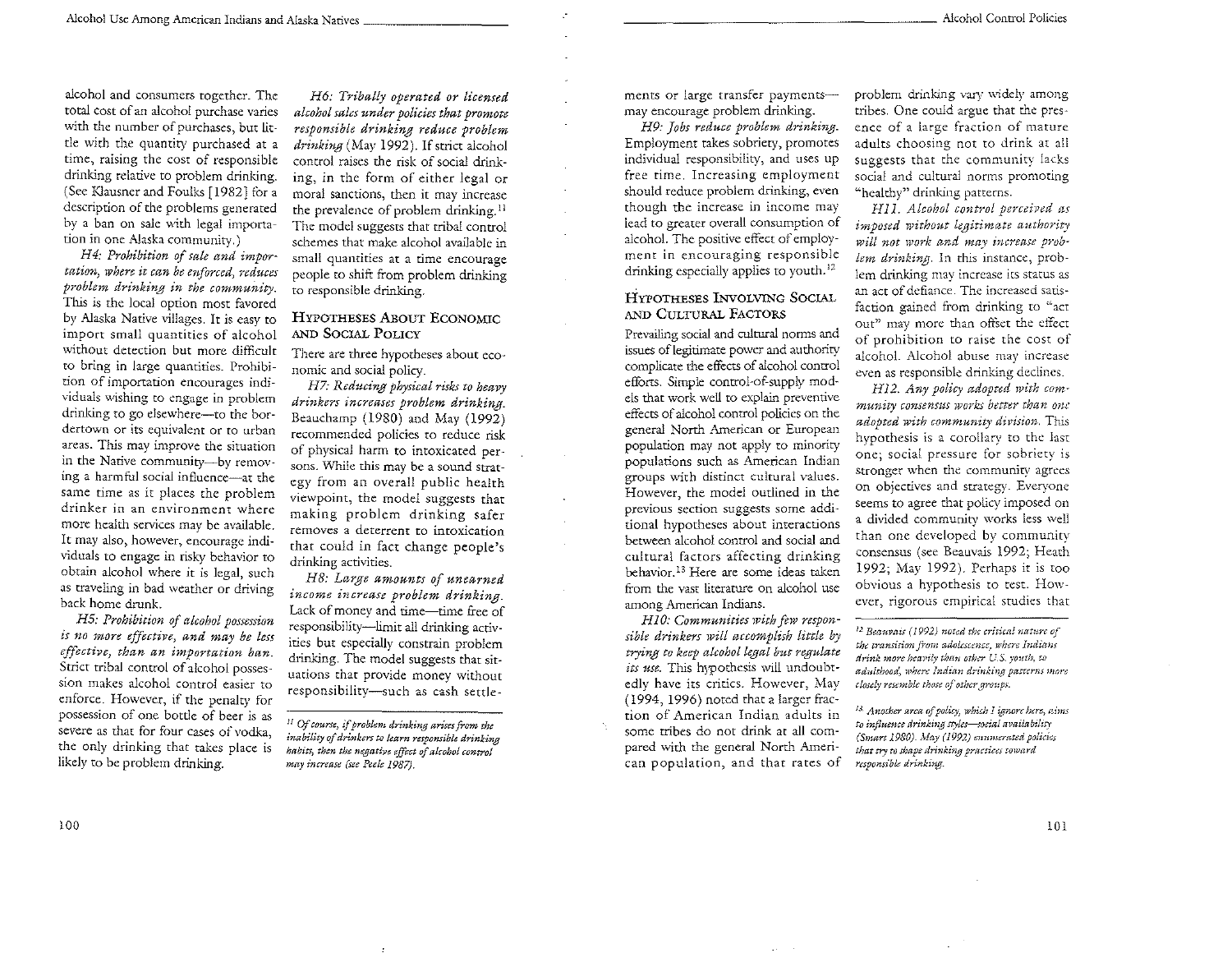alcohol and consumers together. The total cost of an alcohol purchase varies with the number of purchases, but little with the quantity purchased at a time, raising the cost of responsible drinking relative to problem drinking. (See Klausner and Foulks [1982] for a description of the problems generated by a ban on sale with legal importation in one Alaska community.)

*H4: Prohibition of sale and importation, where it can be enforced, reduces problem drinking in the community.* This is the local option most favored by Alaska Native villages. It is easy to import small quantities of alcohol without detection but more difficult to bring in large quantities. Prohibition of importation encourages individuals wishing to engage in problem drinking to go elsewhere—to the bordertown or its equivalent or to urban areas. This may improve the situation in the Native community—by removing a harmful social influence—at the same time as it places the problem drinker in an environment where more health services may be available. It may also, however, encourage individuals to engage in risky behavior to obtain alcohol where it is legal, such as traveling in bad weather or driving back home drunk.

*H5: Prohibition of alcohol possession is no more effective, and may be less effective, than an importation ban.* Strict tribal control of alcohol possession makes alcohol control easier to enforce. However, if the penalty for possession of one bottle of beer is as severe as that for four cases of vodka, the only drinking that takes place is likely to be problem drinking.

*H6: Tribally operated or licensed alcohol sales under policies that promote responsible drinking reduce problem drinking* (May 1992). If strict alcohol control raises the risk of social drinking, in the form of either legal or moral sanctions, then it may increase the prevalence of problem drinking.[11] The model suggests that tribal control schemes that make alcohol available in small quantities at a time encourage people to shift from problem drinking to responsible drinking.

## Hypotheses About Economic and Social Policy

There are three hypotheses about economic and social policy.

*H7: Reducing physical risks to heavy drinkers increases problem drinking.* Beauchamp (1980) and May (1992) recommended policies to reduce risk of physical harm to intoxicated persons. While this may be a sound strategy from an overall public health viewpoint, the model suggests that making problem drinking safer removes a deterrent to intoxication that could in fact change people's drinking activities.

*H8: Large amounts of unearned income increase problem drinking.* Lack of money and time—time free of responsibility—limit all drinking activities but especially constrain problem drinking. The model suggests that situations that provide money without responsibility—such as cash settlements or large transfer payments—may encourage problem drinking.

*H9: Jobs reduce problem drinking.* Employment takes sobriety, promotes individual responsibility, and uses up free time. Increasing employment should reduce problem drinking, even though the increase in income may lead to greater overall consumption of alcohol. The positive effect of employment in encouraging responsible drinking especially applies to youth.[12]

## Hypotheses Involving Social and Cultural Factors

Prevailing social and cultural norms and issues of legitimate power and authority complicate the effects of alcohol control efforts. Simple control-of-supply models that work well to explain preventive effects of alcohol control policies on the general North American or European population may not apply to minority populations such as American Indian groups with distinct cultural values. However, the model outlined in the previous section suggests some additional hypotheses about interactions between alcohol control and social and cultural factors affecting drinking behavior.[13] Here are some ideas taken from the vast literature on alcohol use among American Indians.

*H10: Communities with few responsible drinkers will accomplish little by trying to keep alcohol legal but regulate its use.* This hypothesis will undoubtedly have its critics. However, May (1994, 1996) noted that a larger fraction of American Indian adults in some tribes do not drink at all compared with the general North American population, and that rates of problem drinking vary widely among tribes. One could argue that the presence of a large fraction of mature adults choosing not to drink at all suggests that the community lacks social and cultural norms promoting "healthy" drinking patterns.

*H11. Alcohol control perceived as imposed without legitimate authority will not work and may increase problem drinking.* In this instance, problem drinking may increase its status as an act of defiance. The increased satisfaction gained from drinking to "act out" may more than offset the effect of prohibition to raise the cost of alcohol. Alcohol abuse may increase even as responsible drinking declines.

*H12. Any policy adopted with community consensus works better than one adopted with community division.* This hypothesis is a corollary to the last one; social pressure for sobriety is stronger when the community agrees on objectives and strategy. Everyone seems to agree that policy imposed on a divided community works less well than one developed by community consensus (see Beauvais 1992; Heath 1992; May 1992). Perhaps it is too obvious a hypothesis to test. However, rigorous empirical studies that

---

[11] *Of course, if problem drinking arises from the inability of drinkers to learn responsible drinking habits, then the negative effect of alcohol control may increase (see Peele 1987).*

[12] *Beauvais (1992) noted the critical nature of the transition from adolescence, where Indians drink more heavily than other U.S. youth, to adulthood, where Indian drinking patterns more closely resemble those of other groups.*

[13] *Another area of policy, which I ignore here, aims to influence drinking styles—social availability (Smart 1980). May (1992) enumerated policies that try to shape drinking practices toward responsible drinking.*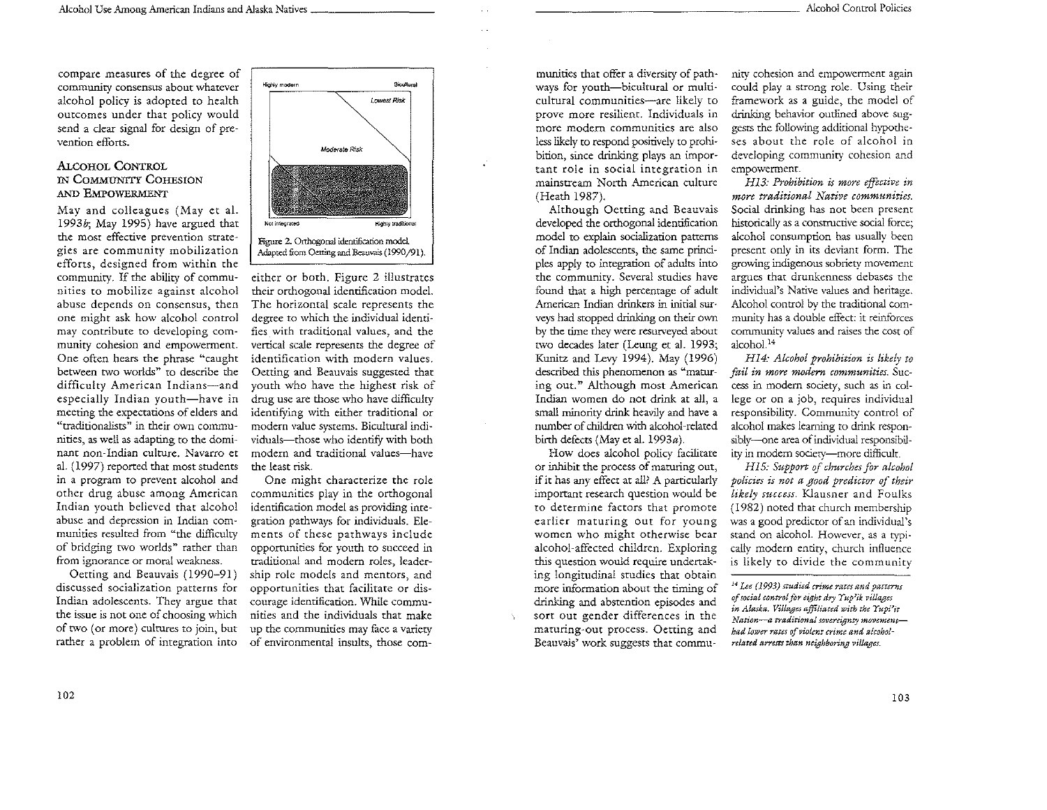compare measures of the degree of community consensus about whatever alcohol policy is adopted to health outcomes under that policy would send a clear signal for design of prevention efforts.

## Alcohol Control in Community Cohesion and Empowerment

May and colleagues (May et al. 1993*b*; May 1995) have argued that the most effective prevention strategies are community mobilization efforts, designed from within the community. If the ability of communities to mobilize against alcohol abuse depends on consensus, then one might ask how alcohol control may contribute to developing community cohesion and empowerment. One often hears the phrase "caught between two worlds" to describe the difficulty American Indians—and especially Indian youth—have in meeting the expectations of elders and "traditionalists" in their own communities, as well as adapting to the dominant non-Indian culture. Navarro et al. (1997) reported that most students in a program to prevent alcohol and other drug abuse among American Indian youth believed that alcohol abuse and depression in Indian communities resulted from "the difficulty of bridging two worlds" rather than from ignorance or moral weakness.

Oetting and Beauvais (1990–91) discussed socialization patterns for Indian adolescents. They argue that the issue is not one of choosing which of two (or more) cultures to join, but rather a problem of integration into either or both. Figure 2 illustrates their orthogonal identification model. The horizontal scale represents the degree to which the individual identifies with traditional values, and the vertical scale represents the degree of identification with modern values. Oetting and Beauvais suggested that youth who have the highest risk of drug use are those who have difficulty identifying with either traditional or modern value systems. Bicultural individuals—those who identify with both modern and traditional values—have the least risk.

Figure 2. Orthogonal identification model. Adapted from Oetting and Beauvais (1990/91).

One might characterize the role communities play in the orthogonal identification model as providing integration pathways for individuals. Elements of these pathways include opportunities for youth to succeed in traditional and modern roles, leadership role models and mentors, and opportunities that facilitate or discourage identification. While communities and the individuals that make up the communities may face a variety of environmental insults, those communities that offer a diversity of pathways for youth—bicultural or multicultural communities—are likely to prove more resilient. Individuals in more modern communities are also less likely to respond positively to prohibition, since drinking plays an important role in social integration in mainstream North American culture (Heath 1987).

Although Oetting and Beauvais developed the orthogonal identification model to explain socialization patterns of Indian adolescents, the same principles apply to integration of adults into the community. Several studies have found that a high percentage of adult American Indian drinkers in initial surveys had stopped drinking on their own by the time they were resurveyed about two decades later (Leung et al. 1993; Kunitz and Levy 1994). May (1996) described this phenomenon as "maturing out." Although most American Indian women do not drink at all, a small minority drink heavily and have a number of children with alcohol-related birth defects (May et al. 1993*a*).

How does alcohol policy facilitate or inhibit the process of maturing out, if it has any effect at all? A particularly important research question would be to determine factors that promote earlier maturing out for young women who might otherwise bear alcohol-affected children. Exploring this question would require undertaking longitudinal studies that obtain more information about the timing of drinking and abstention episodes and sort out gender differences in the maturing-out process. Oetting and Beauvais' work suggests that community cohesion and empowerment again could play a strong role. Using their framework as a guide, the model of drinking behavior outlined above suggests the following additional hypotheses about the role of alcohol in developing community cohesion and empowerment.

*H13: Prohibition is more effective in more traditional Native communities.* Social drinking has not been present historically as a constructive social force; alcohol consumption has usually been present only in its deviant form. The growing indigenous sobriety movement argues that drunkenness debases the individual's Native values and heritage. Alcohol control by the traditional community has a double effect: it reinforces community values and raises the cost of alcohol.[14]

*H14: Alcohol prohibition is likely to fail in more modern communities.* Success in modern society, such as in college or on a job, requires individual responsibility. Community control of alcohol makes learning to drink responsibly—one area of individual responsibility in modern society—more difficult.

*H15: Support of churches for alcohol policies is not a good predictor of their likely success.* Klausner and Foulks (1982) noted that church membership was a good predictor of an individual's stand on alcohol. However, as a typically modern entity, church influence is likely to divide the community

[14] *Lee (1993) studied crime rates and patterns of social control for eight dry Yup'ik villages in Alaska. Villages affiliated with the Yupi'it Nation—a traditional sovereignty movement—had lower rates of violent crime and alcohol-related arrests than neighboring villages.*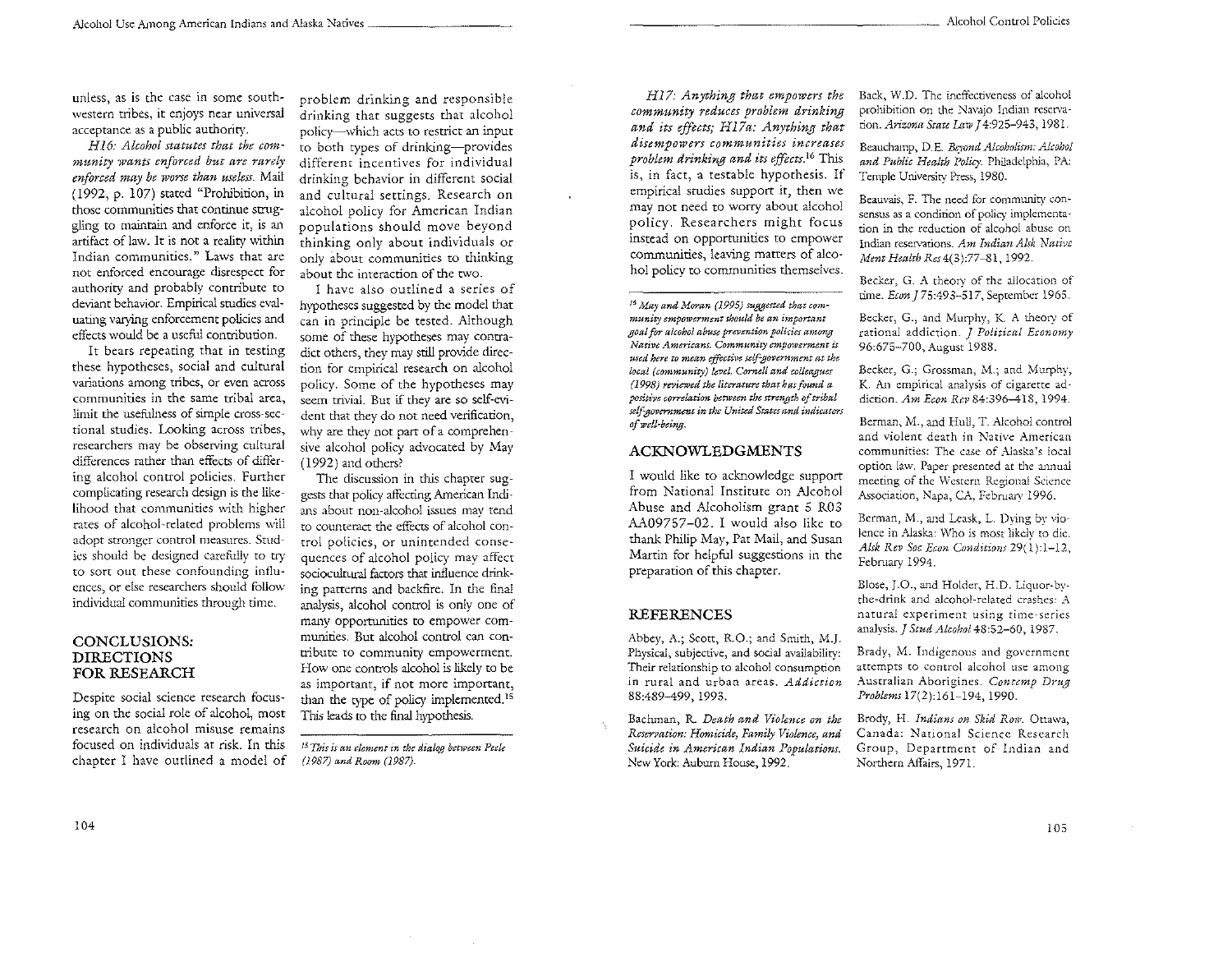unless, as is the case in some southwestern tribes, it enjoys near universal acceptance as a public authority.

*H16: Alcohol statutes that the community wants enforced but are rarely enforced may be worse than useless.* Mail (1992, p. 107) stated "Prohibition, in those communities that continue struggling to maintain and enforce it, is an artifact of law. It is not a reality within Indian communities." Laws that are not enforced encourage disrespect for authority and probably contribute to deviant behavior. Empirical studies evaluating varying enforcement policies and effects would be a useful contribution.

It bears repeating that in testing these hypotheses, social and cultural variations among tribes, or even across communities in the same tribal area, limit the usefulness of simple cross-sectional studies. Looking across tribes, researchers may be observing cultural differences rather than effects of differing alcohol control policies. Further complicating research design is the likelihood that communities with higher rates of alcohol-related problems will adopt stronger control measures. Studies should be designed carefully to try to sort out these confounding influences, or else researchers should follow individual communities through time.

## CONCLUSIONS: DIRECTIONS FOR RESEARCH

Despite social science research focusing on the social role of alcohol, most research on alcohol misuse remains focused on individuals at risk. In this chapter I have outlined a model of problem drinking and responsible drinking that suggests that alcohol policy—which acts to restrict an input to both types of drinking—provides different incentives for individual drinking behavior in different social and cultural settings. Research on alcohol policy for American Indian populations should move beyond thinking only about individuals or only about communities to thinking about the interaction of the two.

I have also outlined a series of hypotheses suggested by the model that can in principle be tested. Although some of these hypotheses may contradict others, they may still provide direction for empirical research on alcohol policy. Some of the hypotheses may seem trivial. But if they are so self-evident that they do not need verification, why are they not part of a comprehensive alcohol policy advocated by May (1992) and others?

The discussion in this chapter suggests that policy affecting American Indians about non-alcohol issues may tend to counteract the effects of alcohol control policies, or unintended consequences of alcohol policy may affect sociocultural factors that influence drinking patterns and backfire. In the final analysis, alcohol control is only one of many opportunities to empower communities. But alcohol control can contribute to community empowerment. How one controls alcohol is likely to be as important, if not more important, than the type of policy implemented.[15] This leads to the final hypothesis.

*H17: Anything that empowers the community reduces problem drinking and its effects; H17a: Anything that disempowers communities increases problem drinking and its effects.*[16] This is, in fact, a testable hypothesis. If empirical studies support it, then we may not need to worry about alcohol policy. Researchers might focus instead on opportunities to empower communities, leaving matters of alcohol policy to communities themselves.

[15] *This is an element in the dialog between Peele (1987) and Room (1987).*

[16] *May and Moran (1995) suggested that community empowerment should be an important goal for alcohol abuse prevention policies among Native Americans. Community empowerment is used here to mean effective self-government at the local (community) level. Cornell and colleagues (1998) reviewed the literature that has found a positive correlation between the strength of tribal self-government in the United States and indicators of well-being.*

## ACKNOWLEDGMENTS

I would like to acknowledge support from National Institute on Alcohol Abuse and Alcoholism grant 5 R03 AA09757-02. I would also like to thank Philip May, Pat Mail, and Susan Martin for helpful suggestions in the preparation of this chapter.

## REFERENCES

Abbey, A.; Scott, R.O.; and Smith, M.J. Physical, subjective, and social availability: Their relationship to alcohol consumption in rural and urban areas. *Addiction* 88:489–499, 1993.

Bachman, R. *Death and Violence on the Reservation: Homicide, Family Violence, and Suicide in American Indian Populations.* New York: Auburn House, 1992.

Back, W.D. The ineffectiveness of alcohol prohibition on the Navajo Indian reservation. *Arizona State Law J* 4:925–943, 1981.

Beauchamp, D.E. *Beyond Alcoholism: Alcohol and Public Health Policy.* Philadelphia, PA: Temple University Press, 1980.

Beauvais, F. The need for community consensus as a condition of policy implementation in the reduction of alcohol abuse on Indian reservations. *Am Indian Alsk Native Ment Health Res* 4(3):77–81, 1992.

Becker, G. A theory of the allocation of time. *Econ J* 75:493–517, September 1965.

Becker, G., and Murphy, K. A theory of rational addiction. *J Political Economy* 96:675–700, August 1988.

Becker, G.; Grossman, M.; and Murphy, K. An empirical analysis of cigarette addiction. *Am Econ Rev* 84:396–418, 1994.

Berman, M., and Hull, T. Alcohol control and violent death in Native American communities: The case of Alaska's local option law. Paper presented at the annual meeting of the Western Regional Science Association, Napa, CA, February 1996.

Berman, M., and Leask, L. Dying by violence in Alaska: Who is most likely to die. *Alsk Rev Soc Econ Conditions* 29(1):1–12, February 1994.

Blose, J.O., and Holder, H.D. Liquor-by-the-drink and alcohol-related crashes: A natural experiment using time-series analysis. *J Stud Alcohol* 48:52–60, 1987.

Brady, M. Indigenous and government attempts to control alcohol use among Australian Aborigines. *Contemp Drug Problems* 17(2):161–194, 1990.

Brody, H. *Indians on Skid Row.* Ottawa, Canada: National Science Research Group, Department of Indian and Northern Affairs, 1971.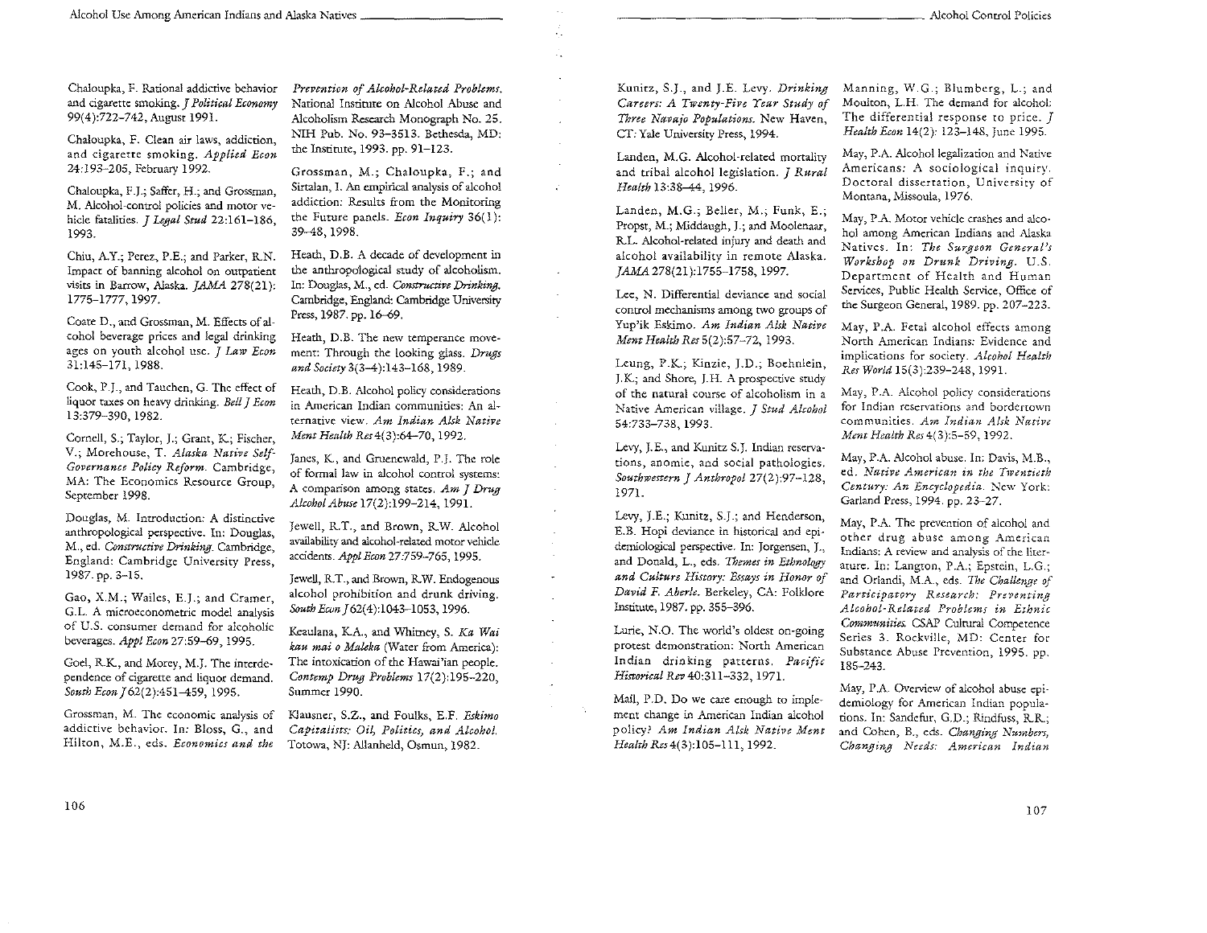Chaloupka, F. Rational addictive behavior and cigarette smoking. *J Political Economy* 99(4):722–742, August 1991.

Chaloupka, F. Clean air laws, addiction, and cigarette smoking. *Applied Econ* 24:193–205, February 1992.

Chaloupka, F.J.; Saffer, H.; and Grossman, M. Alcohol-control policies and motor vehicle fatalities. *J Legal Stud* 22:161–186, 1993.

Chiu, A.Y.; Perez, P.E.; and Parker, R.N. Impact of banning alcohol on outpatient visits in Barrow, Alaska. *JAMA* 278(21): 1775–1777, 1997.

Coate D., and Grossman, M. Effects of alcohol beverage prices and legal drinking ages on youth alcohol use. *J Law Econ* 31:145–171, 1988.

Cook, P.J., and Tauchen, G. The effect of liquor taxes on heavy drinking. *Bell J Econ* 13:379–390, 1982.

Cornell, S.; Taylor, J.; Grant, K.; Fischer, V.; Morehouse, T. *Alaska Native Self-Governance Policy Reform*. Cambridge, MA: The Economics Resource Group, September 1998.

Douglas, M. Introduction: A distinctive anthropological perspective. In: Douglas, M., ed. *Constructive Drinking*. Cambridge, England: Cambridge University Press, 1987. pp. 3–15.

Gao, X.M.; Wailes, E.J.; and Cramer, G.L. A microeconometric model analysis of U.S. consumer demand for alcoholic beverages. *Appl Econ* 27:59–69, 1995.

Goel, R.K., and Morey, M.J. The interdependence of cigarette and liquor demand. *South Econ J* 62(2):451–459, 1995.

Grossman, M. The economic analysis of addictive behavior. In: Bloss, G., and Hilton, M.E., eds. *Economics and the Prevention of Alcohol-Related Problems*. National Institute on Alcohol Abuse and Alcoholism Research Monograph No. 25. NIH Pub. No. 93-3513. Bethesda, MD: the Institute, 1993. pp. 91–123.

Grossman, M.; Chaloupka, F.; and Sirtalan, I. An empirical analysis of alcohol addiction: Results from the Monitoring the Future panels. *Econ Inquiry* 36(1): 39–48, 1998.

Heath, D.B. A decade of development in the anthropological study of alcoholism. In: Douglas, M., ed. *Constructive Drinking*. Cambridge, England: Cambridge University Press, 1987. pp. 16–69.

Heath, D.B. The new temperance movement: Through the looking glass. *Drugs and Society* 3(3–4):143–168, 1989.

Heath, D.B. Alcohol policy considerations in American Indian communities: An alternative view. *Am Indian Alsk Native Ment Health Res* 4(3):64–70, 1992.

Janes, K., and Gruenewald, P.J. The role of formal law in alcohol control systems: A comparison among states. *Am J Drug Alcohol Abuse* 17(2):199–214, 1991.

Jewell, R.T., and Brown, R.W. Alcohol availability and alcohol-related motor vehicle accidents. *Appl Econ* 27:759–765, 1995.

Jewell, R.T., and Brown, R.W. Endogenous alcohol prohibition and drunk driving. *South Econ J* 62(4):1043–1053, 1996.

Keaulana, K.A., and Whitney, S. *Ka Wai kau mai o Maleka* (Water from America): The intoxication of the Hawai'ian people. *Contemp Drug Problems* 17(2):195–220, Summer 1990.

Klausner, S.Z., and Foulks, E.F. *Eskimo Capitalists: Oil, Politics, and Alcohol*. Totowa, NJ: Allanheld, Osmun, 1982.

Kunitz, S.J., and Levy, J.E. *Drinking Careers: A Twenty-Five Year Study of Three Navajo Populations*. New Haven, CT: Yale University Press, 1994.

Landen, M.G. Alcohol-related mortality and tribal alcohol legislation. *J Rural Health* 13:38–44, 1996.

Landen, M.G.; Beller, M.; Funk, E.; Propst, M.; Middaugh, J.; and Moolenaar, R.L. Alcohol-related injury and death and alcohol availability in remote Alaska. *JAMA* 278(21):1755–1758, 1997.

Lee, N. Differential deviance and social control mechanisms among two groups of Yup'ik Eskimo. *Am Indian Alsk Native Ment Health Res* 5(2):57–72, 1993.

Leung, P.K.; Kinzie, J.D.; Boehnlein, J.K.; and Shore, J.H. A prospective study of the natural course of alcoholism in a Native American village. *J Stud Alcohol* 54:733–738, 1993.

Levy, J.E., and Kunitz S.J. Indian reservations, anomie, and social pathologies. *Southwestern J Anthropol* 27(2):97–128, 1971.

Levy, J.E.; Kunitz, S.J.; and Henderson, E.B. Hopi deviance in historical and epidemiological perspective. In: Jorgensen, J., and Donald, L., eds. *Themes in Ethnology and Culture History: Essays in Honor of David F. Aberle*. Berkeley, CA: Folklore Institute, 1987. pp. 355–396.

Lurie, N.O. The world's oldest on-going protest demonstration: North American Indian drinking patterns. *Pacific Historical Rev* 40:311–332, 1971.

Mail, P.D. Do we care enough to implement change in American Indian alcohol policy? *Am Indian Alsk Native Ment Health Res* 4(3):105–111, 1992.

Manning, W.G.; Blumberg, L.; and Moulton, L.H. The demand for alcohol: The differential response to price. *J Health Econ* 14(2): 123–148, June 1995.

May, P.A. Alcohol legalization and Native Americans: A sociological inquiry. Doctoral dissertation, University of Montana, Missoula, 1976.

May, P.A. Motor vehicle crashes and alcohol among American Indians and Alaska Natives. In: *The Surgeon General's Workshop on Drunk Driving*. U.S. Department of Health and Human Services, Public Health Service, Office of the Surgeon General, 1989. pp. 207–223.

May, P.A. Fetal alcohol effects among North American Indians: Evidence and implications for society. *Alcohol Health Res World* 15(3):239–248, 1991.

May, P.A. Alcohol policy considerations for Indian reservations and bordertown communities. *Am Indian Alsk Native Ment Health Res* 4(3):5–59, 1992.

May, P.A. Alcohol abuse. In: Davis, M.B., ed. *Native American in the Twentieth Century: An Encyclopedia*. New York: Garland Press, 1994. pp. 23–27.

May, P.A. The prevention of alcohol and other drug abuse among American Indians: A review and analysis of the literature. In: Langton, P.A.; Epstein, L.G.; and Orlandi, M.A., eds. *The Challenge of Participatory Research: Preventing Alcohol-Related Problems in Ethnic Communities*. CSAP Cultural Competence Series 3. Rockville, MD: Center for Substance Abuse Prevention, 1995. pp. 185–243.

May, P.A. Overview of alcohol abuse epidemiology for American Indian populations. In: Sandefur, G.D.; Rindfuss, R.R.; and Cohen, B., eds. *Changing Numbers, Changing Needs: American Indian*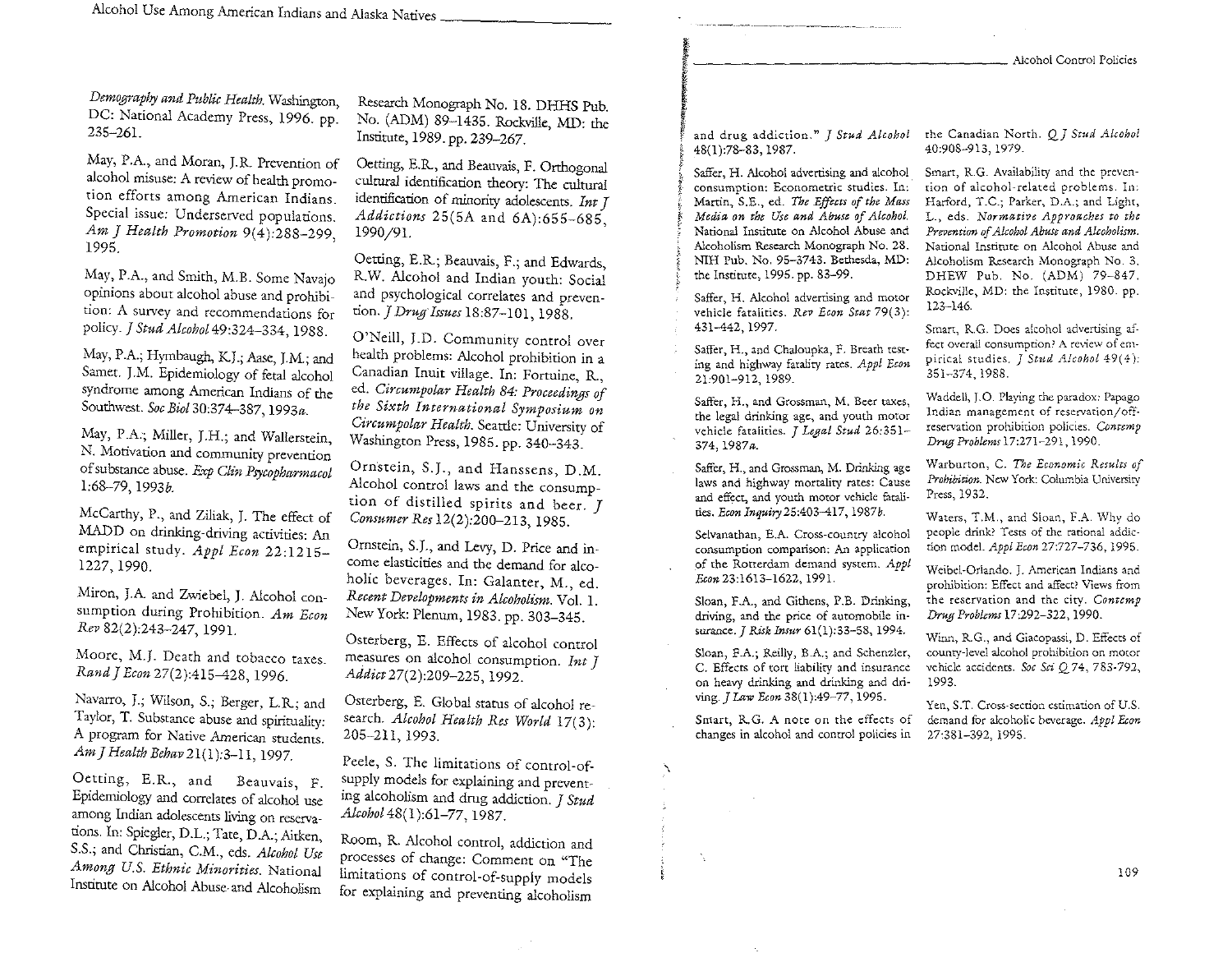*Demography and Public Health.* Washington, DC: National Academy Press, 1996. pp. 235–261.

May, P.A., and Moran, J.R. Prevention of alcohol misuse: A review of health promotion efforts among American Indians. Special issue: Underserved populations. *Am J Health Promotion* 9(4):288–299, 1995.

May, P.A., and Smith, M.B. Some Navajo opinions about alcohol abuse and prohibition: A survey and recommendations for policy. *J Stud Alcohol* 49:324–334, 1988.

May, P.A.; Hymbaugh, K.J.; Aase, J.M.; and Samet, J.M. Epidemiology of fetal alcohol syndrome among American Indians of the Southwest. *Soc Biol* 30:374–387, 1993*a*.

May, P.A.; Miller, J.H.; and Wallerstein, N. Motivation and community prevention of substance abuse. *Exp Clin Psycopharmacol* 1:68–79, 1993*b*.

McCarthy, P., and Ziliak, J. The effect of MADD on drinking-driving activities: An empirical study. *Appl Econ* 22:1215–1227, 1990.

Miron, J.A. and Zwiebel, J. Alcohol consumption during Prohibition. *Am Econ Rev* 82(2):243–247, 1991.

Moore, M.J. Death and tobacco taxes. *Rand J Econ* 27(2):415–428, 1996.

Navarro, J.; Wilson, S.; Berger, L.R.; and Taylor, T. Substance abuse and spirituality: A program for Native American students. *Am J Health Behav* 21(1):3–11, 1997.

Oetting, E.R., and Beauvais, F. Epidemiology and correlates of alcohol use among Indian adolescents living on reservations. In: Spiegler, D.L.; Tate, D.A.; Aitken, S.S.; and Christian, C.M., eds. *Alcohol Use Among U.S. Ethnic Minorities.* National Institute on Alcohol Abuse and Alcoholism Research Monograph No. 18. DHHS Pub. No. (ADM) 89–1435. Rockville, MD: the Institute, 1989. pp. 239–267.

Oetting, E.R., and Beauvais, F. Orthogonal cultural identification theory: The cultural identification of minority adolescents. *Int J Addictions* 25(5A and 6A):655–685, 1990/91.

Oetting, E.R.; Beauvais, F.; and Edwards, R.W. Alcohol and Indian youth: Social and psychological correlates and prevention. *J Drug Issues* 18:87–101, 1988.

O'Neill, J.D. Community control over health problems: Alcohol prohibition in a Canadian Inuit village. In: Fortuine, R., ed. *Circumpolar Health 84: Proceedings of the Sixth International Symposium on Circumpolar Health.* Seattle: University of Washington Press, 1985. pp. 340–343.

Ornstein, S.J., and Hanssens, D.M. Alcohol control laws and the consumption of distilled spirits and beer. *J Consumer Res* 12(2):200–213, 1985.

Ornstein, S.J., and Levy, D. Price and income elasticities and the demand for alcoholic beverages. In: Galanter, M., ed. *Recent Developments in Alcoholism.* Vol. 1. New York: Plenum, 1983. pp. 303–345.

Osterberg, E. Effects of alcohol control measures on alcohol consumption. *Int J Addict* 27(2):209–225, 1992.

Osterberg, E. Global status of alcohol research. *Alcohol Health Res World* 17(3):205–211, 1993.

Peele, S. The limitations of control-of-supply models for explaining and preventing alcoholism and drug addiction. *J Stud Alcohol* 48(1):61–77, 1987.

Room, R. Alcohol control, addiction and processes of change: Comment on "The limitations of control-of-supply models for explaining and preventing alcoholism and drug addiction." *J Stud Alcohol* 48(1):78–83, 1987.

Saffer, H. Alcohol advertising and alcohol consumption: Econometric studies. In: Martin, S.E., ed. *The Effects of the Mass Media on the Use and Abuse of Alcohol.* National Institute on Alcohol Abuse and Alcoholism Research Monograph No. 28. NIH Pub. No. 95–3743. Bethesda, MD: the Institute, 1995. pp. 83–99.

Saffer, H. Alcohol advertising and motor vehicle fatalities. *Rev Econ Stat* 79(3):431–442, 1997.

Saffer, H., and Chaloupka, F. Breath testing and highway fatality rates. *Appl Econ* 21:901–912, 1989.

Saffer, H., and Grossman, M. Beer taxes, the legal drinking age, and youth motor vehicle fatalities. *J Legal Stud* 26:351–374, 1987*a*.

Saffer, H., and Grossman, M. Drinking age laws and highway mortality rates: Cause and effect, and youth motor vehicle fatalities. *Econ Inquiry* 25:403–417, 1987*b*.

Selvanathan, E.A. Cross-country alcohol consumption comparison: An application of the Rotterdam demand system. *Appl Econ* 23:1613–1622, 1991.

Sloan, F.A., and Githens, P.B. Drinking, driving, and the price of automobile insurance. *J Risk Insur* 61(1):33–58, 1994.

Sloan, F.A.; Reilly, B.A.; and Schenzler, C. Effects of tort liability and insurance on heavy drinking and drinking and driving. *J Law Econ* 38(1):49–77, 1995.

Smart, R.G. A note on the effects of changes in alcohol and control policies in the Canadian North. *Q J Stud Alcohol* 40:908–913, 1979.

Smart, R.G. Availability and the prevention of alcohol-related problems. In: Harford, T.C.; Parker, D.A.; and Light, L., eds. *Normative Approaches to the Prevention of Alcohol Abuse and Alcoholism.* National Institute on Alcohol Abuse and Alcoholism Research Monograph No. 3. DHEW Pub. No. (ADM) 79–847. Rockville, MD: the Institute, 1980. pp. 123–146.

Smart, R.G. Does alcohol advertising affect overall consumption? A review of empirical studies. *J Stud Alcohol* 49(4):351–374, 1988.

Waddell, J.O. Playing the paradox: Papago Indian management of reservation/off-reservation prohibition policies. *Contemp Drug Problems* 17:271–291, 1990.

Warburton, C. *The Economic Results of Prohibition.* New York: Columbia University Press, 1932.

Waters, T.M., and Sloan, F.A. Why do people drink? Tests of the rational addiction model. *Appl Econ* 27:727–736, 1995.

Weibel-Orlando, J. American Indians and prohibition: Effect and affect? Views from the reservation and the city. *Contemp Drug Problems* 17:292–322, 1990.

Winn, R.G., and Giacopassi, D. Effects of county-level alcohol prohibition on motor vehicle accidents. *Soc Sci Q* 74, 783–792, 1993.

Yen, S.T. Cross-section estimation of U.S. demand for alcoholic beverage. *Appl Econ* 27:381–392, 1995.